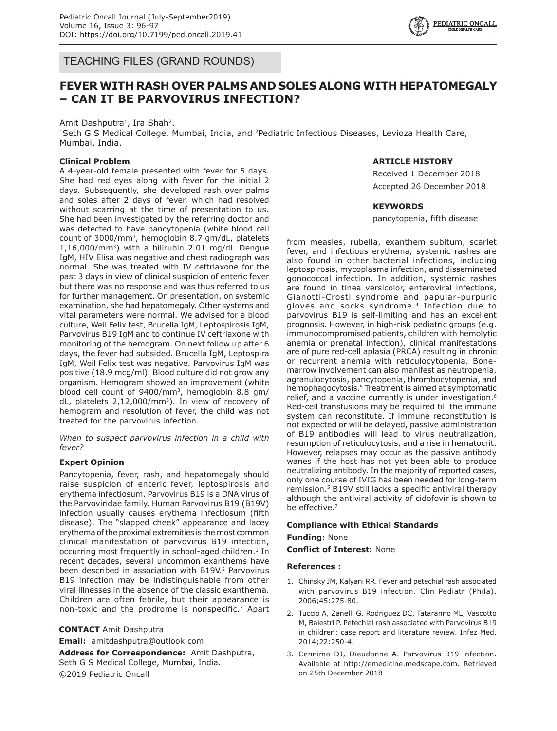TEACHING FILES (GRAND ROUNDS)

# FEVER WITH RASH OVER PALMS AND SOLES ALONG WITH HEPATOMEGALY – CAN IT BE PARVOVIRUS INFECTION?

Amit Dashputra[1], Ira Shah[2].

[1]Seth G S Medical College, Mumbai, India, and [2]Pediatric Infectious Diseases, Levioza Health Care, Mumbai, India.

**ARTICLE HISTORY**

Received 1 December 2018

Accepted 26 December 2018

**KEYWORDS**

pancytopenia, fifth disease

### Clinical Problem

A 4-year-old female presented with fever for 5 days. She had red eyes along with fever for the initial 2 days. Subsequently, she developed rash over palms and soles after 2 days of fever, which had resolved without scarring at the time of presentation to us. She had been investigated by the referring doctor and was detected to have pancytopenia (white blood cell count of 3000/mm$^3$, hemoglobin 8.7 gm/dL, platelets 1,16,000/mm$^3$) with a bilirubin 2.01 mg/dl. Dengue IgM, HIV Elisa was negative and chest radiograph was normal. She was treated with IV ceftriaxone for the past 3 days in view of clinical suspicion of enteric fever but there was no response and was thus referred to us for further management. On presentation, on systemic examination, she had hepatomegaly. Other systems and vital parameters were normal. We advised for a blood culture, Weil Felix test, Brucella IgM, Leptospirosis IgM, Parvovirus B19 IgM and to continue IV ceftriaxone with monitoring of the hemogram. On next follow up after 6 days, the fever had subsided. Brucella IgM, Leptospira IgM, Weil Felix test was negative. Parvovirus IgM was positive (18.9 mcg/ml). Blood culture did not grow any organism. Hemogram showed an improvement (white blood cell count of 9400/mm$^3$, hemoglobin 8.8 gm/dL, platelets 2,12,000/mm$^3$). In view of recovery of hemogram and resolution of fever, the child was not treated for the parvovirus infection.

*When to suspect parvovirus infection in a child with fever?*

### Expert Opinion

Pancytopenia, fever, rash, and hepatomegaly should raise suspicion of enteric fever, leptospirosis and erythema infectiosum. Parvovirus B19 is a DNA virus of the Parvoviridae family. Human Parvovirus B19 (B19V) infection usually causes erythema infectiosum (fifth disease). The "slapped cheek" appearance and lacey erythema of the proximal extremities is the most common clinical manifestation of parvovirus B19 infection, occurring most frequently in school-aged children.[1] In recent decades, several uncommon exanthems have been described in association with B19V.[2] Parvovirus B19 infection may be indistinguishable from other viral illnesses in the absence of the classic exanthema. Children are often febrile, but their appearance is non-toxic and the prodrome is nonspecific.[3] Apart from measles, rubella, exanthem subitum, scarlet fever, and infectious erythema, systemic rashes are also found in other bacterial infections, including leptospirosis, mycoplasma infection, and disseminated gonococcal infection. In addition, systemic rashes are found in tinea versicolor, enteroviral infections, Gianotti-Crosti syndrome and papular-purpuric gloves and socks syndrome.[4] Infection due to parvovirus B19 is self-limiting and has an excellent prognosis. However, in high-risk pediatric groups (e.g. immunocompromised patients, children with hemolytic anemia or prenatal infection), clinical manifestations are of pure red-cell aplasia (PRCA) resulting in chronic or recurrent anemia with reticulocytopenia. Bone-marrow involvement can also manifest as neutropenia, agranulocytosis, pancytopenia, thrombocytopenia, and hemophagocytosis.[5] Treatment is aimed at symptomatic relief, and a vaccine currently is under investigation.[6] Red-cell transfusions may be required till the immune system can reconstitute. If immune reconstitution is not expected or will be delayed, passive administration of B19 antibodies will lead to virus neutralization, resumption of reticulocytosis, and a rise in hematocrit. However, relapses may occur as the passive antibody wanes if the host has not yet been able to produce neutralizing antibody. In the majority of reported cases, only one course of IVIG has been needed for long-term remission.[5] B19V still lacks a specific antiviral therapy although the antiviral activity of cidofovir is shown to be effective.[7]

**Compliance with Ethical Standards**

**Funding:** None

**Conflict of Interest:** None

**CONTACT** Amit Dashputra

**Email:** amitdashputra@outlook.com

**Address for Correspondence:** Amit Dashputra, Seth G S Medical College, Mumbai, India.

©2019 Pediatric Oncall

### References :

1. Chinsky JM, Kalyani RR. Fever and petechial rash associated with parvovirus B19 infection. Clin Pediatr (Phila). 2006;45:275-80.
2. Tuccio A, Zanelli G, Rodriguez DC, Tataranno ML, Vascotto M, Balestri P. Petechial rash associated with Parvovirus B19 in children: case report and literature review. Infez Med. 2014;22:250-4.
3. Cennimo DJ, Dieudonne A. Parvovirus B19 infection. Available at http://emedicine.medscape.com. Retrieved on 25th December 2018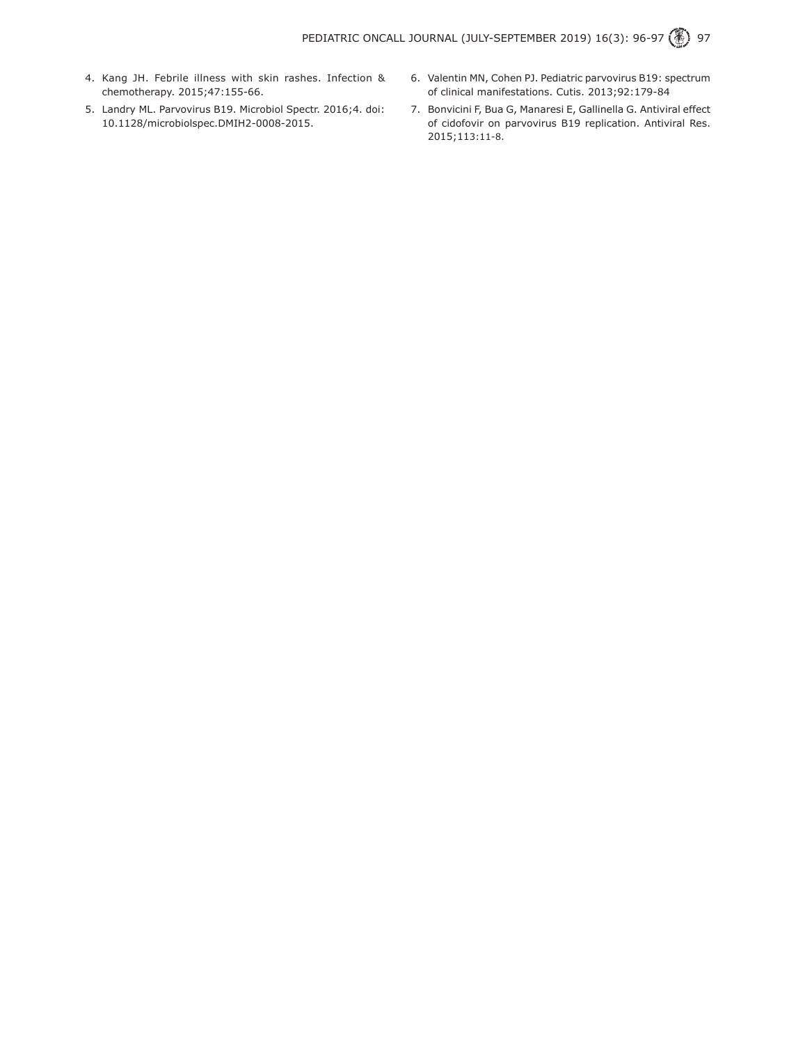4. Kang JH. Febrile illness with skin rashes. Infection & chemotherapy. 2015;47:155-66.
5. Landry ML. Parvovirus B19. Microbiol Spectr. 2016;4. doi: 10.1128/microbiolspec.DMIH2-0008-2015.
6. Valentin MN, Cohen PJ. Pediatric parvovirus B19: spectrum of clinical manifestations. Cutis. 2013;92:179-84
7. Bonvicini F, Bua G, Manaresi E, Gallinella G. Antiviral effect of cidofovir on parvovirus B19 replication. Antiviral Res. 2015;113:11-8.